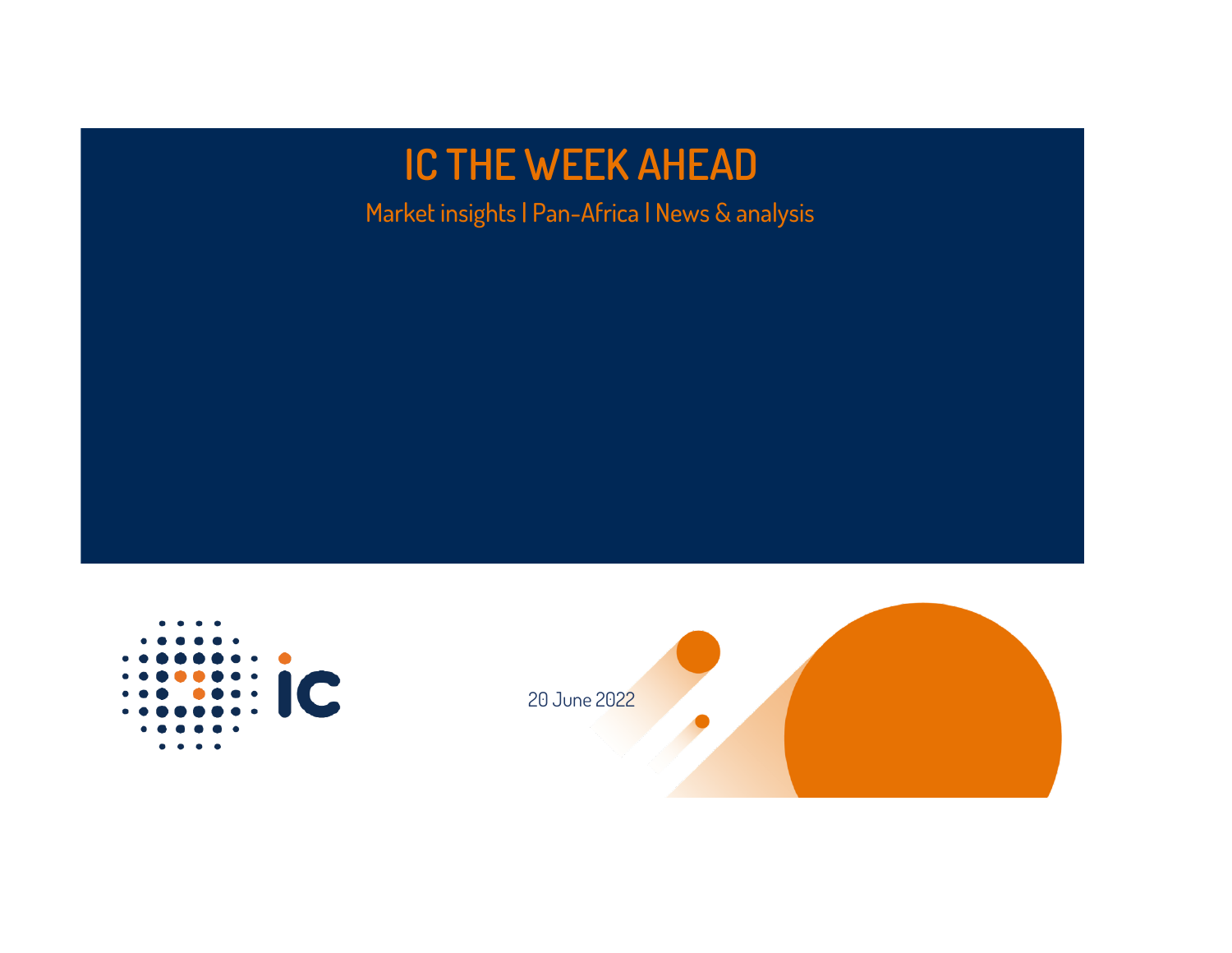# IC THE WEEK AHEAD

Market insights | Pan-Africa | News & analysis

20 June 2022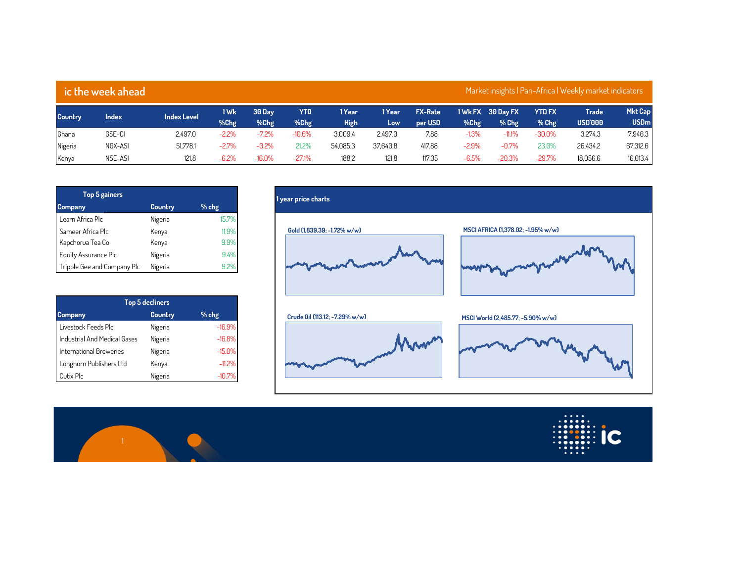## ic the week ahead

Market insights | Pan-Africa | Weekly market indicators

| Country | Index | Index Level | 1 Wk %Chg | 30 Day %Chg | YTD %Chg | 1 Year High | 1 Year Low | FX-Rate per USD | 1 Wk FX %Chg | 30 Day FX % Chg | YTD FX % Chg | Trade USD'000 | Mkt Cap USDm |
|---|---|---|---|---|---|---|---|---|---|---|---|---|---|
| Ghana | GSE-CI | 2,497.0 | -2.2% | -7.2% | -10.6% | 3,009.4 | 2,497.0 | 7.88 | -1.3% | -11.1% | -30.0% | 3,274.3 | 7,946.3 |
| Nigeria | NGX-ASI | 51,778.1 | -2.7% | -0.2% | 21.2% | 54,085.3 | 37,640.8 | 417.88 | -2.9% | -0.7% | 23.0% | 26,434.2 | 67,312.6 |
| Kenya | NSE-ASI | 121.8 | -6.2% | -16.0% | -27.1% | 188.2 | 121.8 | 117.35 | -6.5% | -20.3% | -29.7% | 18,056.6 | 16,013.4 |

### Top 5 gainers

| Company | Country | % chg |
|---|---|---|
| Learn Africa Plc | Nigeria | 15.7% |
| Sameer Africa Plc | Kenya | 11.9% |
| Kapchorua Tea Co | Kenya | 9.9% |
| Equity Assurance Plc | Nigeria | 9.4% |
| Tripple Gee and Company Plc | Nigeria | 9.2% |

### Top 5 decliners

| Company | Country | % chg |
|---|---|---|
| Livestock Feeds Plc | Nigeria | -16.9% |
| Industrial And Medical Gases | Nigeria | -16.8% |
| International Breweries | Nigeria | -15.0% |
| Longhorn Publishers Ltd | Kenya | -11.2% |
| Cutix Plc | Nigeria | -10.7% |

### 1 year price charts

Gold (1,839.39; -1.72% w/w)

MSCI AFRICA (1,378.02; -1.95% w/w)

Crude Oil (113.12; -7.29% w/w)

MSCI World (2,485.77; -5.90% w/w)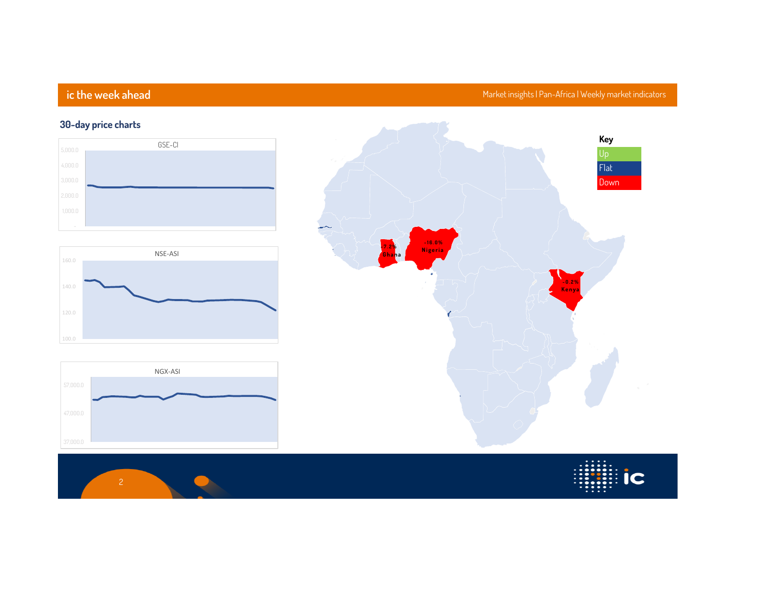## 30-day price charts

**GSE-CI**

**NSE-ASI**

**NGX-ASI**

**Key**

| Key |
| --- |
| Up |
| Flat |
| Down |

-7.2% Ghana

-16.0% Nigeria

-0.2% Kenya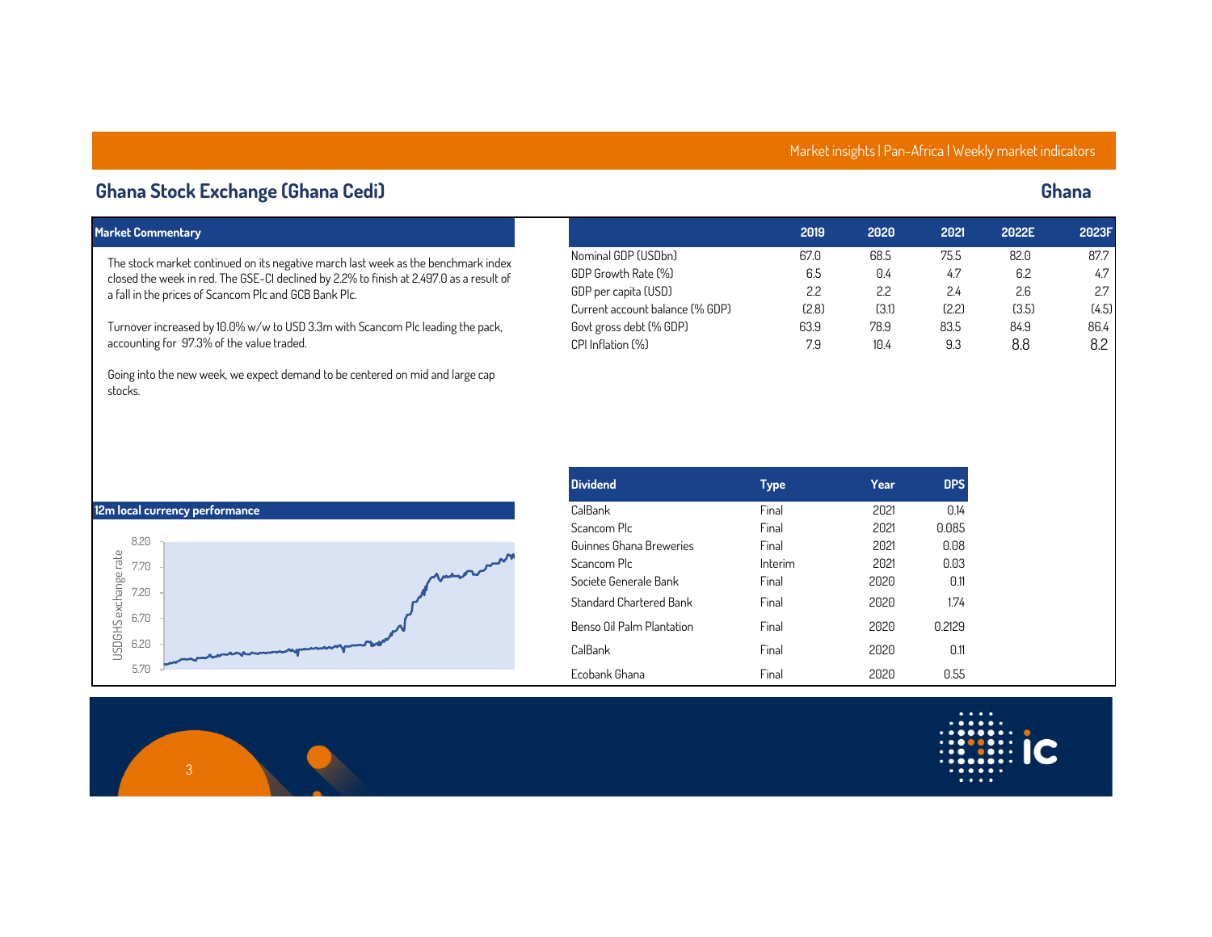# Ghana Stock Exchange (Ghana Cedi)

## Ghana

### Market Commentary

The stock market continued on its negative march last week as the benchmark index closed the week in red. The GSE-CI declined by 2.2% to finish at 2,497.0 as a result of a fall in the prices of Scancom Plc and GCB Bank Plc.

Turnover increased by 10.0% w/w to USD 3.3m with Scancom Plc leading the pack, accounting for 97.3% of the value traded.

Going into the new week, we expect demand to be centered on mid and large cap stocks.

| | 2019 | 2020 | 2021 | 2022E | 2023F |
|---|---|---|---|---|---|
| Nominal GDP (USDbn) | 67.0 | 68.5 | 75.5 | 82.0 | 87.7 |
| GDP Growth Rate (%) | 6.5 | 0.4 | 4.7 | 6.2 | 4.7 |
| GDP per capita (USD) | 2.2 | 2.2 | 2.4 | 2.6 | 2.7 |
| Current account balance (% GDP) | (2.8) | (3.1) | (2.2) | (3.5) | (4.5) |
| Govt gross debt (% GDP) | 63.9 | 78.9 | 83.5 | 84.9 | 86.4 |
| CPI Inflation (%) | 7.9 | 10.4 | 9.3 | 8.8 | 8.2 |

### 12m local currency performance

| Dividend | Type | Year | DPS |
|---|---|---|---|
| CalBank | Final | 2021 | 0.14 |
| Scancom Plc | Final | 2021 | 0.085 |
| Guinnes Ghana Breweries | Final | 2021 | 0.08 |
| Scancom Plc | Interim | 2021 | 0.03 |
| Societe Generale Bank | Final | 2020 | 0.11 |
| Standard Chartered Bank | Final | 2020 | 1.74 |
| Benso Oil Palm Plantation | Final | 2020 | 0.2129 |
| CalBank | Final | 2020 | 0.11 |
| Ecobank Ghana | Final | 2020 | 0.55 |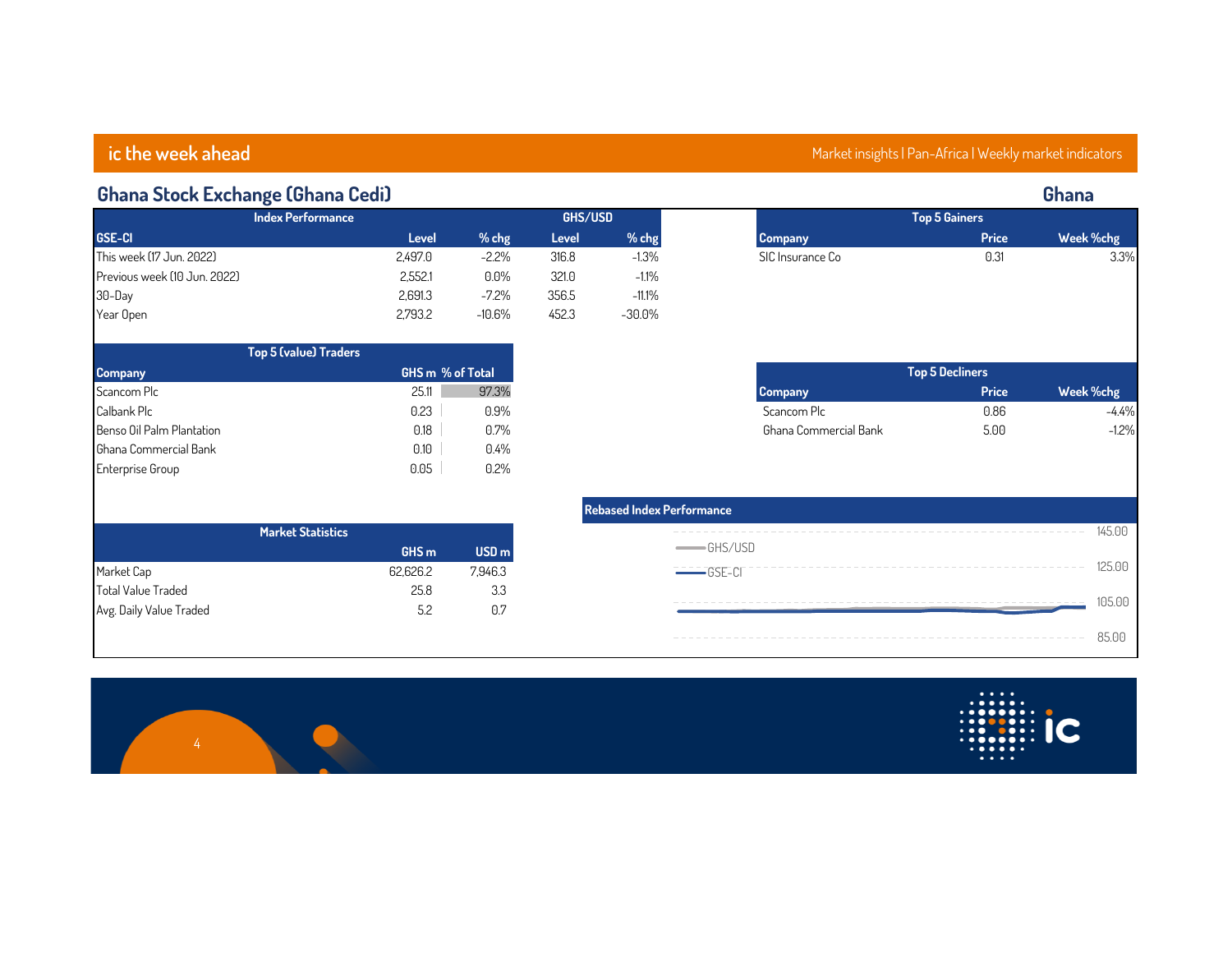## Ghana Stock Exchange (Ghana Cedi)

### Ghana

| Index Performance | | | GHS/USD | |
|---|---|---|---|---|
| GSE-CI | Level | % chg | Level | % chg |
| This week (17 Jun. 2022) | 2,497.0 | -2.2% | 316.8 | -1.3% |
| Previous week (10 Jun. 2022) | 2,552.1 | 0.0% | 321.0 | -1.1% |
| 30-Day | 2,691.3 | -7.2% | 356.5 | -11.1% |
| Year Open | 2,793.2 | -10.6% | 452.3 | -30.0% |

**Top 5 Gainers**

| Company | Price | Week %chg |
|---|---|---|
| SIC Insurance Co | 0.31 | 3.3% |

**Top 5 (value) Traders**

| Company | GHS m | % of Total |
|---|---|---|
| Scancom Plc | 25.11 | 97.3% |
| Calbank Plc | 0.23 | 0.9% |
| Benso Oil Palm Plantation | 0.18 | 0.7% |
| Ghana Commercial Bank | 0.10 | 0.4% |
| Enterprise Group | 0.05 | 0.2% |

**Top 5 Decliners**

| Company | Price | Week %chg |
|---|---|---|
| Scancom Plc | 0.86 | -4.4% |
| Ghana Commercial Bank | 5.00 | -1.2% |

**Market Statistics**

| | GHS m | USD m |
|---|---|---|
| Market Cap | 62,626.2 | 7,946.3 |
| Total Value Traded | 25.8 | 3.3 |
| Avg. Daily Value Traded | 5.2 | 0.7 |

**Rebased Index Performance**

GHS/USD
GSE-CI

145.00
125.00
105.00
85.00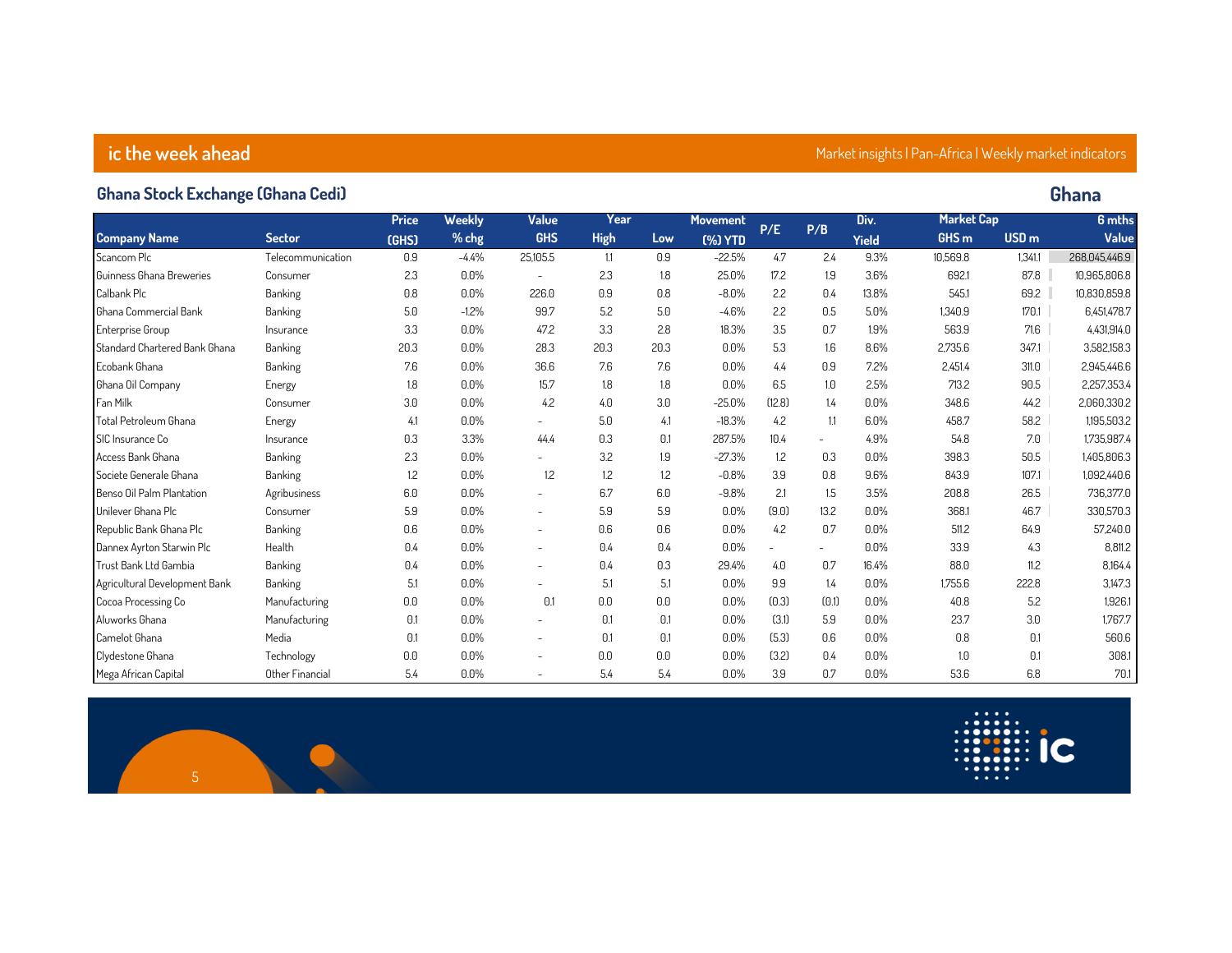## Ghana Stock Exchange (Ghana Cedi)

**Ghana**

| Company Name | Sector | Price (GHS) | Weekly % chg | Value GHS | Year High | Low | Movement (%) YTD | P/E | P/B | Div. Yield | Market Cap GHS m | USD m | 6 mths Value |
|---|---|---|---|---|---|---|---|---|---|---|---|---|---|
| Scancom Plc | Telecommunication | 0.9 | -4.4% | 25,105.5 | 1.1 | 0.9 | -22.5% | 4.7 | 2.4 | 9.3% | 10,569.8 | 1,341.1 | 268,045,446.9 |
| Guinness Ghana Breweries | Consumer | 2.3 | 0.0% | - | 2.3 | 1.8 | 25.0% | 17.2 | 1.9 | 3.6% | 692.1 | 87.8 | 10,965,806.8 |
| Calbank Plc | Banking | 0.8 | 0.0% | 226.0 | 0.9 | 0.8 | -8.0% | 2.2 | 0.4 | 13.8% | 545.1 | 69.2 | 10,830,859.8 |
| Ghana Commercial Bank | Banking | 5.0 | -1.2% | 99.7 | 5.2 | 5.0 | -4.6% | 2.2 | 0.5 | 5.0% | 1,340.9 | 170.1 | 6,451,478.7 |
| Enterprise Group | Insurance | 3.3 | 0.0% | 47.2 | 3.3 | 2.8 | 18.3% | 3.5 | 0.7 | 1.9% | 563.9 | 71.6 | 4,431,914.0 |
| Standard Chartered Bank Ghana | Banking | 20.3 | 0.0% | 28.3 | 20.3 | 20.3 | 0.0% | 5.3 | 1.6 | 8.6% | 2,735.6 | 347.1 | 3,582,158.3 |
| Ecobank Ghana | Banking | 7.6 | 0.0% | 36.6 | 7.6 | 7.6 | 0.0% | 4.4 | 0.9 | 7.2% | 2,451.4 | 311.0 | 2,945,446.6 |
| Ghana Oil Company | Energy | 1.8 | 0.0% | 15.7 | 1.8 | 1.8 | 0.0% | 6.5 | 1.0 | 2.5% | 713.2 | 90.5 | 2,257,353.4 |
| Fan Milk | Consumer | 3.0 | 0.0% | 4.2 | 4.0 | 3.0 | -25.0% | (12.8) | 1.4 | 0.0% | 348.6 | 44.2 | 2,060,330.2 |
| Total Petroleum Ghana | Energy | 4.1 | 0.0% | - | 5.0 | 4.1 | -18.3% | 4.2 | 1.1 | 6.0% | 458.7 | 58.2 | 1,195,503.2 |
| SIC Insurance Co | Insurance | 0.3 | 3.3% | 44.4 | 0.3 | 0.1 | 287.5% | 10.4 | - | 4.9% | 54.8 | 7.0 | 1,735,987.4 |
| Access Bank Ghana | Banking | 2.3 | 0.0% | - | 3.2 | 1.9 | -27.3% | 1.2 | 0.3 | 0.0% | 398.3 | 50.5 | 1,405,806.3 |
| Societe Generale Ghana | Banking | 1.2 | 0.0% | 1.2 | 1.2 | 1.2 | -0.8% | 3.9 | 0.8 | 9.6% | 843.9 | 107.1 | 1,092,440.6 |
| Benso Oil Palm Plantation | Agribusiness | 6.0 | 0.0% | - | 6.7 | 6.0 | -9.8% | 2.1 | 1.5 | 3.5% | 208.8 | 26.5 | 736,377.0 |
| Unilever Ghana Plc | Consumer | 5.9 | 0.0% | - | 5.9 | 5.9 | 0.0% | (9.0) | 13.2 | 0.0% | 368.1 | 46.7 | 330,570.3 |
| Republic Bank Ghana Plc | Banking | 0.6 | 0.0% | - | 0.6 | 0.6 | 0.0% | 4.2 | 0.7 | 0.0% | 511.2 | 64.9 | 57,240.0 |
| Dannex Ayrton Starwin Plc | Health | 0.4 | 0.0% | - | 0.4 | 0.4 | 0.0% | - | - | 0.0% | 33.9 | 4.3 | 8,811.2 |
| Trust Bank Ltd Gambia | Banking | 0.4 | 0.0% | - | 0.4 | 0.3 | 29.4% | 4.0 | 0.7 | 16.4% | 88.0 | 11.2 | 8,164.4 |
| Agricultural Development Bank | Banking | 5.1 | 0.0% | - | 5.1 | 5.1 | 0.0% | 9.9 | 1.4 | 0.0% | 1,755.6 | 222.8 | 3,147.3 |
| Cocoa Processing Co | Manufacturing | 0.0 | 0.0% | 0.1 | 0.0 | 0.0 | 0.0% | (0.3) | (0.1) | 0.0% | 40.8 | 5.2 | 1,926.1 |
| Aluworks Ghana | Manufacturing | 0.1 | 0.0% | - | 0.1 | 0.1 | 0.0% | (3.1) | 5.9 | 0.0% | 23.7 | 3.0 | 1,767.7 |
| Camelot Ghana | Media | 0.1 | 0.0% | - | 0.1 | 0.1 | 0.0% | (5.3) | 0.6 | 0.0% | 0.8 | 0.1 | 560.6 |
| Clydestone Ghana | Technology | 0.0 | 0.0% | - | 0.0 | 0.0 | 0.0% | (3.2) | 0.4 | 0.0% | 1.0 | 0.1 | 308.1 |
| Mega African Capital | Other Financial | 5.4 | 0.0% | - | 5.4 | 5.4 | 0.0% | 3.9 | 0.7 | 0.0% | 53.6 | 6.8 | 70.1 |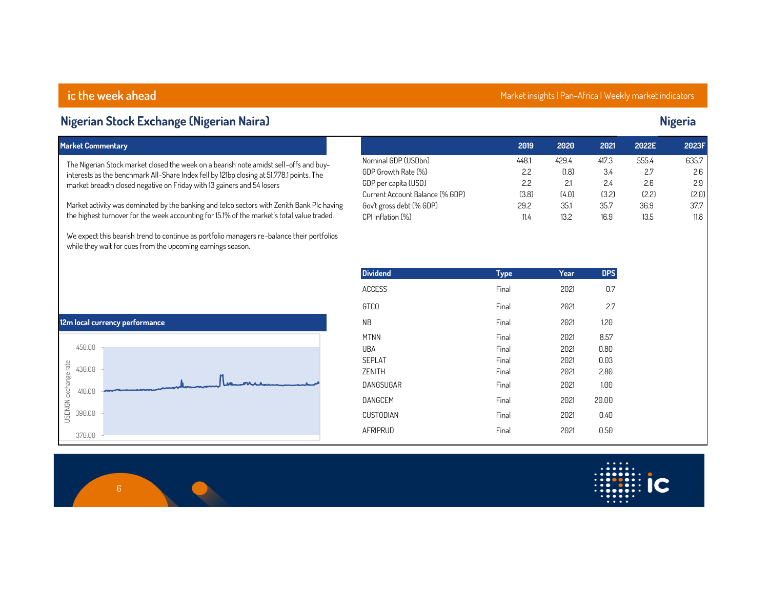## Nigerian Stock Exchange (Nigerian Naira)

## Nigeria

### Market Commentary

The Nigerian Stock market closed the week on a bearish note amidst sell-offs and buy-interests as the benchmark All-Share Index fell by 121bp closing at 51,778.1 points. The market breadth closed negative on Friday with 13 gainers and 54 losers

Market activity was dominated by the banking and telco sectors with Zenith Bank Plc having the highest turnover for the week accounting for 15.1% of the market's total value traded.

We expect this bearish trend to continue as portfolio managers re-balance their portfolios while they wait for cues from the upcoming earnings season.

| | 2019 | 2020 | 2021 | 2022E | 2023F |
|---|---|---|---|---|---|
| Nominal GDP (USDbn) | 448.1 | 429.4 | 417.3 | 555.4 | 635.7 |
| GDP Growth Rate (%) | 2.2 | (1.8) | 3.4 | 2.7 | 2.6 |
| GDP per capita (USD) | 2.2 | 2.1 | 2.4 | 2.6 | 2.9 |
| Current Account Balance (% GDP) | (3.8) | (4.0) | (3.2) | (2.2) | (2.0) |
| Gov't gross debt (% GDP) | 29.2 | 35.1 | 35.7 | 36.9 | 37.7 |
| CPI Inflation (%) | 11.4 | 13.2 | 16.9 | 13.5 | 11.8 |

| Dividend | Type | Year | DPS |
|---|---|---|---|
| ACCESS | Final | 2021 | 0.7 |
| GTCO | Final | 2021 | 2.7 |
| NB | Final | 2021 | 1.20 |
| MTNN | Final | 2021 | 8.57 |
| UBA | Final | 2021 | 0.80 |
| SEPLAT | Final | 2021 | 0.03 |
| ZENITH | Final | 2021 | 2.80 |
| DANGSUGAR | Final | 2021 | 1.00 |
| DANGCEM | Final | 2021 | 20.00 |
| CUSTODIAN | Final | 2021 | 0.40 |
| AFRIPRUD | Final | 2021 | 0.50 |

### 12m local currency performance

USDNGN exchange rate: 450.00, 430.00, 410.00, 390.00, 370.00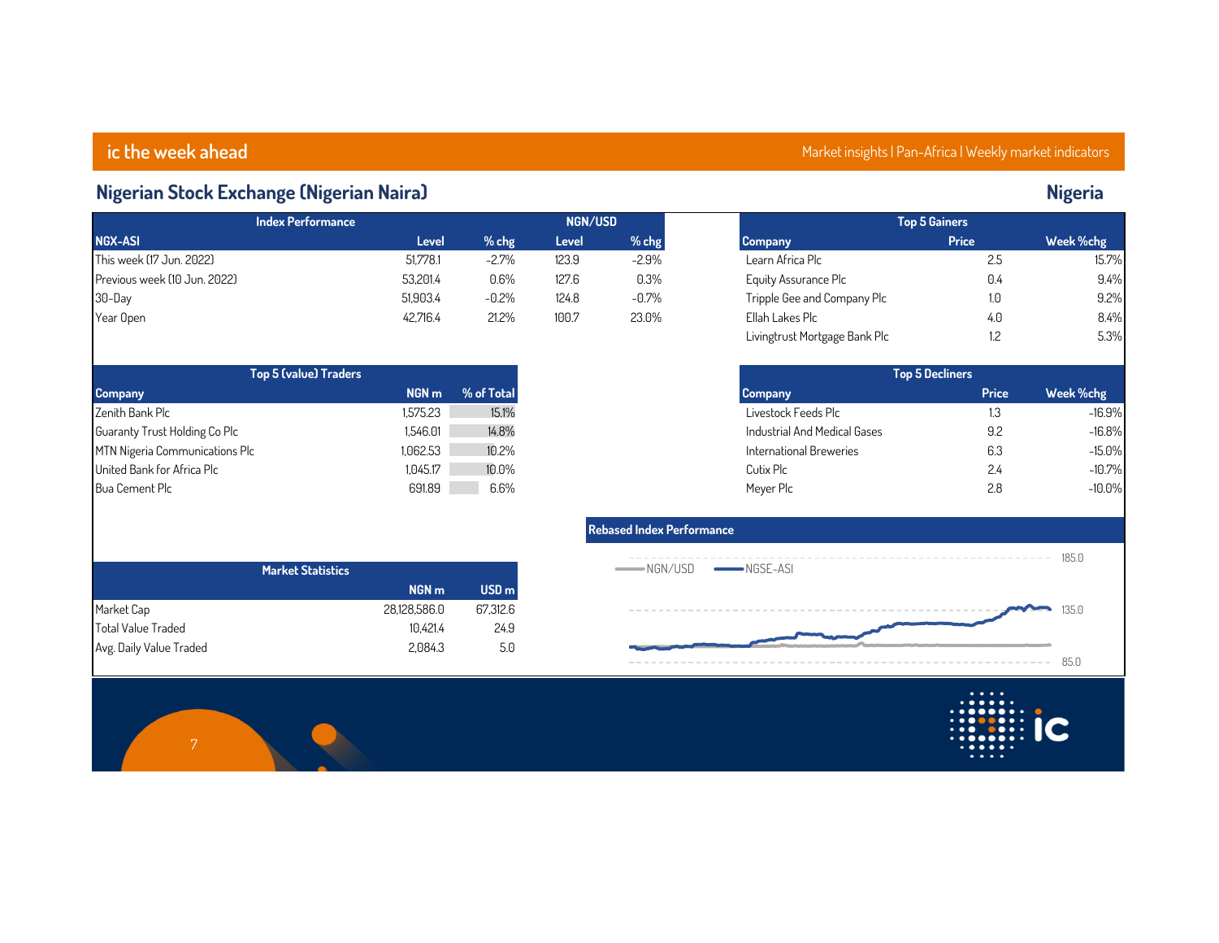# Nigerian Stock Exchange (Nigerian Naira)

## Nigeria

| Index Performance | | | NGN/USD | |
|---|---|---|---|---|
| NGX-ASI | Level | % chg | Level | % chg |
| This week (17 Jun. 2022) | 51,778.1 | -2.7% | 123.9 | -2.9% |
| Previous week (10 Jun. 2022) | 53,201.4 | 0.6% | 127.6 | 0.3% |
| 30-Day | 51,903.4 | -0.2% | 124.8 | -0.7% |
| Year Open | 42,716.4 | 21.2% | 100.7 | 23.0% |

| Top 5 Gainers | | |
|---|---|---|
| Company | Price | Week %chg |
| Learn Africa Plc | 2.5 | 15.7% |
| Equity Assurance Plc | 0.4 | 9.4% |
| Tripple Gee and Company Plc | 1.0 | 9.2% |
| Ellah Lakes Plc | 4.0 | 8.4% |
| Livingtrust Mortgage Bank Plc | 1.2 | 5.3% |

| Top 5 (value) Traders | | |
|---|---|---|
| Company | NGN m | % of Total |
| Zenith Bank Plc | 1,575.23 | 15.1% |
| Guaranty Trust Holding Co Plc | 1,546.01 | 14.8% |
| MTN Nigeria Communications Plc | 1,062.53 | 10.2% |
| United Bank for Africa Plc | 1,045.17 | 10.0% |
| Bua Cement Plc | 691.89 | 6.6% |

| Top 5 Decliners | | |
|---|---|---|
| Company | Price | Week %chg |
| Livestock Feeds Plc | 1.3 | -16.9% |
| Industrial And Medical Gases | 9.2 | -16.8% |
| International Breweries | 6.3 | -15.0% |
| Cutix Plc | 2.4 | -10.7% |
| Meyer Plc | 2.8 | -10.0% |

| Market Statistics | | |
|---|---|---|
| | NGN m | USD m |
| Market Cap | 28,128,586.0 | 67,312.6 |
| Total Value Traded | 10,421.4 | 24.9 |
| Avg. Daily Value Traded | 2,084.3 | 5.0 |

Rebased Index Performance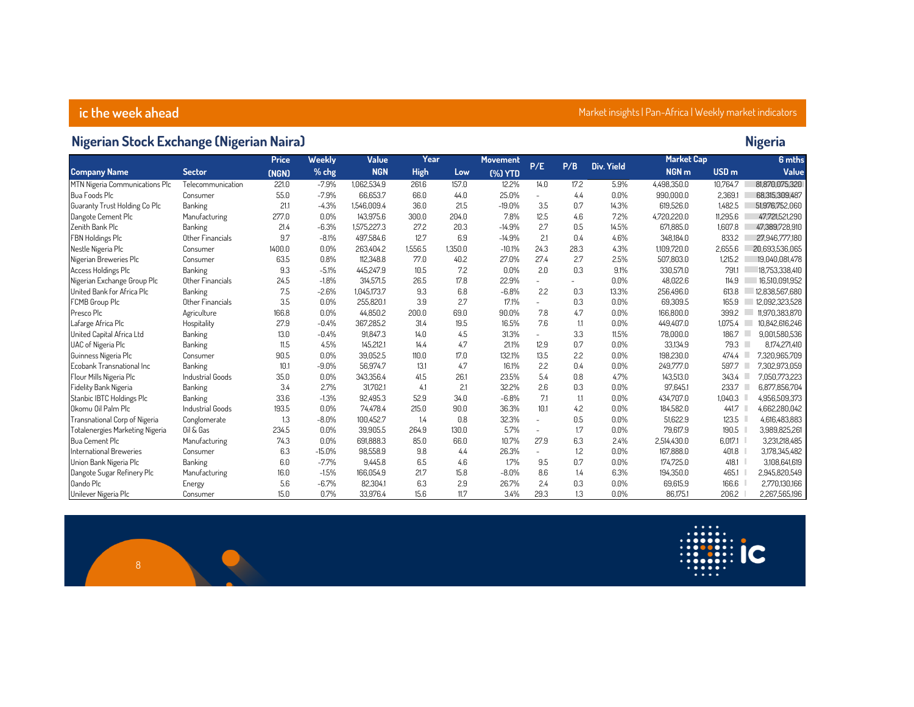## Nigerian Stock Exchange (Nigerian Naira)

### Nigeria

| Company Name | Sector | Price (NGN) | Weekly % chg | Value NGN | Year High | Year Low | Movement (%) YTD | P/E | P/B | Div. Yield | Market Cap NGN m | Market Cap USD m | 6 mths Value |
|---|---|---|---|---|---|---|---|---|---|---|---|---|---|
| MTN Nigeria Communications Plc | Telecommunication | 221.0 | -7.9% | 1,062,534.9 | 261.6 | 157.0 | 12.2% | 14.0 | 17.2 | 5.9% | 4,498,350.0 | 10,764.7 | 81,870,075,320 |
| Bua Foods Plc | Consumer | 55.0 | -7.9% | 66,653.7 | 66.0 | 44.0 | 25.0% | - | 4.4 | 0.0% | 990,000.0 | 2,369.1 | 68,315,309,487 |
| Guaranty Trust Holding Co Plc | Banking | 21.1 | -4.3% | 1,546,009.4 | 36.0 | 21.5 | -19.0% | 3.5 | 0.7 | 14.3% | 619,526.0 | 1,482.5 | 51,976,752,060 |
| Dangote Cement Plc | Manufacturing | 277.0 | 0.0% | 143,975.6 | 300.0 | 204.0 | 7.8% | 12.5 | 4.6 | 7.2% | 4,720,220.0 | 11,295.6 | 47,721,521,290 |
| Zenith Bank Plc | Banking | 21.4 | -6.3% | 1,575,227.3 | 27.2 | 20.3 | -14.9% | 2.7 | 0.5 | 14.5% | 671,885.0 | 1,607.8 | 47,389,728,910 |
| FBN Holdings Plc | Other Financials | 9.7 | -8.1% | 497,584.6 | 12.7 | 6.9 | -14.9% | 2.1 | 0.4 | 4.6% | 348,184.0 | 833.2 | 27,946,777,180 |
| Nestle Nigeria Plc | Consumer | 1400.0 | 0.0% | 263,404.2 | 1,556.5 | 1,350.0 | -10.1% | 24.3 | 28.3 | 4.3% | 1,109,720.0 | 2,655.6 | 20,693,536,065 |
| Nigerian Breweries Plc | Consumer | 63.5 | 0.8% | 112,348.8 | 77.0 | 40.2 | 27.0% | 27.4 | 2.7 | 2.5% | 507,803.0 | 1,215.2 | 19,040,081,478 |
| Access Holdings Plc | Banking | 9.3 | -5.1% | 445,247.9 | 10.5 | 7.2 | 0.0% | 2.0 | 0.3 | 9.1% | 330,571.0 | 791.1 | 18,753,338,410 |
| Nigerian Exchange Group Plc | Other Financials | 24.5 | -1.8% | 314,571.5 | 26.5 | 17.8 | 22.9% | - | - | 0.0% | 48,022.6 | 114.9 | 16,510,091,952 |
| United Bank for Africa Plc | Banking | 7.5 | -2.6% | 1,045,173.7 | 9.3 | 6.8 | -6.8% | 2.2 | 0.3 | 13.3% | 256,496.0 | 613.8 | 12,838,567,680 |
| FCMB Group Plc | Other Financials | 3.5 | 0.0% | 255,820.1 | 3.9 | 2.7 | 17.1% | - | 0.3 | 0.0% | 69,309.5 | 165.9 | 12,092,323,528 |
| Presco Plc | Agriculture | 166.8 | 0.0% | 44,850.2 | 200.0 | 69.0 | 90.0% | 7.8 | 4.7 | 0.0% | 166,800.0 | 399.2 | 11,970,383,870 |
| Lafarge Africa Plc | Hospitality | 27.9 | -0.4% | 367,285.2 | 31.4 | 19.5 | 16.5% | 7.6 | 1.1 | 0.0% | 449,407.0 | 1,075.4 | 10,842,616,246 |
| United Capital Africa Ltd | Banking | 13.0 | -0.4% | 91,847.3 | 14.0 | 4.5 | 31.3% | - | 3.3 | 11.5% | 78,000.0 | 186.7 | 9,001,580,536 |
| UAC of Nigeria Plc | Banking | 11.5 | 4.5% | 145,212.1 | 14.4 | 4.7 | 21.1% | 12.9 | 0.7 | 0.0% | 33,134.9 | 79.3 | 8,174,271,410 |
| Guinness Nigeria Plc | Consumer | 90.5 | 0.0% | 39,052.5 | 110.0 | 17.0 | 132.1% | 13.5 | 2.2 | 0.0% | 198,230.0 | 474.4 | 7,320,965,709 |
| Ecobank Transnational Inc | Banking | 10.1 | -9.0% | 56,974.7 | 13.1 | 4.7 | 16.1% | 2.2 | 0.4 | 0.0% | 249,777.0 | 597.7 | 7,302,973,059 |
| Flour Mills Nigeria Plc | Industrial Goods | 35.0 | 0.0% | 343,356.4 | 41.5 | 26.1 | 23.5% | 5.4 | 0.8 | 4.7% | 143,513.0 | 343.4 | 7,050,773,223 |
| Fidelity Bank Nigeria | Banking | 3.4 | 2.7% | 31,702.1 | 4.1 | 2.1 | 32.2% | 2.6 | 0.3 | 0.0% | 97,645.1 | 233.7 | 6,877,856,704 |
| Stanbic IBTC Holdings Plc | Banking | 33.6 | -1.3% | 92,495.3 | 52.9 | 34.0 | -6.8% | 7.1 | 1.1 | 0.0% | 434,707.0 | 1,040.3 | 4,956,509,373 |
| Okomu Oil Palm Plc | Industrial Goods | 193.5 | 0.0% | 74,478.4 | 215.0 | 90.0 | 36.3% | 10.1 | 4.2 | 0.0% | 184,582.0 | 441.7 | 4,662,280,042 |
| Transnational Corp of Nigeria | Conglomerate | 1.3 | -8.0% | 100,452.7 | 1.4 | 0.8 | 32.3% | - | 0.5 | 0.0% | 51,622.9 | 123.5 | 4,616,483,883 |
| Totalenergies Marketing Nigeria | Oil & Gas | 234.5 | 0.0% | 39,905.5 | 264.9 | 130.0 | 5.7% | - | 1.7 | 0.0% | 79,617.9 | 190.5 | 3,989,825,261 |
| Bua Cement Plc | Manufacturing | 74.3 | 0.0% | 691,888.3 | 85.0 | 66.0 | 10.7% | 27.9 | 6.3 | 2.4% | 2,514,430.0 | 6,017.1 | 3,231,218,485 |
| International Breweries | Consumer | 6.3 | -15.0% | 98,558.9 | 9.8 | 4.4 | 26.3% | - | 1.2 | 0.0% | 167,888.0 | 401.8 | 3,178,345,482 |
| Union Bank Nigeria Plc | Banking | 6.0 | -7.7% | 9,445.8 | 6.5 | 4.6 | 1.7% | 9.5 | 0.7 | 0.0% | 174,725.0 | 418.1 | 3,108,641,619 |
| Dangote Sugar Refinery Plc | Manufacturing | 16.0 | -1.5% | 166,054.9 | 21.7 | 15.8 | -8.0% | 8.6 | 1.4 | 6.3% | 194,350.0 | 465.1 | 2,945,820,549 |
| Oando Plc | Energy | 5.6 | -6.7% | 82,304.1 | 6.3 | 2.9 | 26.7% | 2.4 | 0.3 | 0.0% | 69,615.9 | 166.6 | 2,770,130,166 |
| Unilever Nigeria Plc | Consumer | 15.0 | 0.7% | 33,976.4 | 15.6 | 11.7 | 3.4% | 29.3 | 1.3 | 0.0% | 86,175.1 | 206.2 | 2,267,565,196 |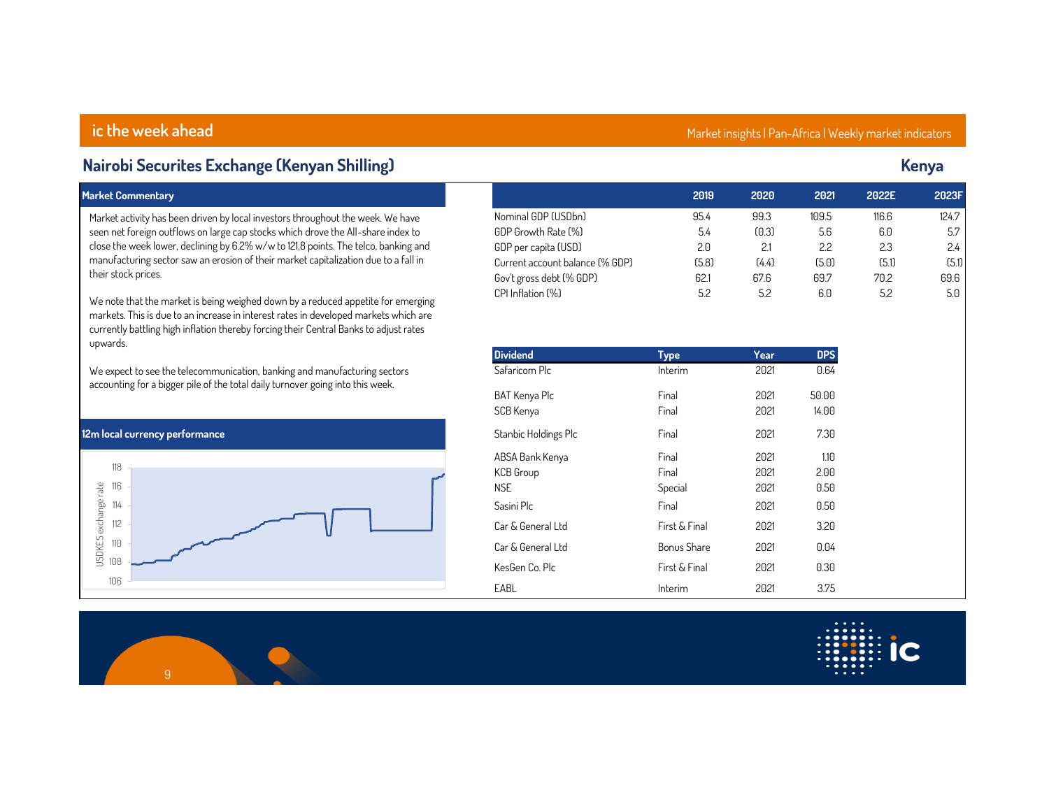## Nairobi Securites Exchange (Kenyan Shilling)

**Kenya**

### Market Commentary

Market activity has been driven by local investors throughout the week. We have seen net foreign outflows on large cap stocks which drove the All-share index to close the week lower, declining by 6.2% w/w to 121.8 points. The telco, banking and manufacturing sector saw an erosion of their market capitalization due to a fall in their stock prices.

We note that the market is being weighed down by a reduced appetite for emerging markets. This is due to an increase in interest rates in developed markets which are currently battling high inflation thereby forcing their Central Banks to adjust rates upwards.

We expect to see the telecommunication, banking and manufacturing sectors accounting for a bigger pile of the total daily turnover going into this week.

### 12m local currency performance

|  | 2019 | 2020 | 2021 | 2022E | 2023F |
|---|---|---|---|---|---|
| Nominal GDP (USDbn) | 95.4 | 99.3 | 109.5 | 116.6 | 124.7 |
| GDP Growth Rate (%) | 5.4 | (0.3) | 5.6 | 6.0 | 5.7 |
| GDP per capita (USD) | 2.0 | 2.1 | 2.2 | 2.3 | 2.4 |
| Current account balance (% GDP) | (5.8) | (4.4) | (5.0) | (5.1) | (5.1) |
| Gov't gross debt (% GDP) | 62.1 | 67.6 | 69.7 | 70.2 | 69.6 |
| CPI Inflation (%) | 5.2 | 5.2 | 6.0 | 5.2 | 5.0 |

| Dividend | Type | Year | DPS |
|---|---|---|---|
| Safaricom Plc | Interim | 2021 | 0.64 |
| BAT Kenya Plc | Final | 2021 | 50.00 |
| SCB Kenya | Final | 2021 | 14.00 |
| Stanbic Holdings Plc | Final | 2021 | 7.30 |
| ABSA Bank Kenya | Final | 2021 | 1.10 |
| KCB Group | Final | 2021 | 2.00 |
| NSE | Special | 2021 | 0.50 |
| Sasini Plc | Final | 2021 | 0.50 |
| Car & General Ltd | First & Final | 2021 | 3.20 |
| Car & General Ltd | Bonus Share | 2021 | 0.04 |
| KesGen Co. Plc | First & Final | 2021 | 0.30 |
| EABL | Interim | 2021 | 3.75 |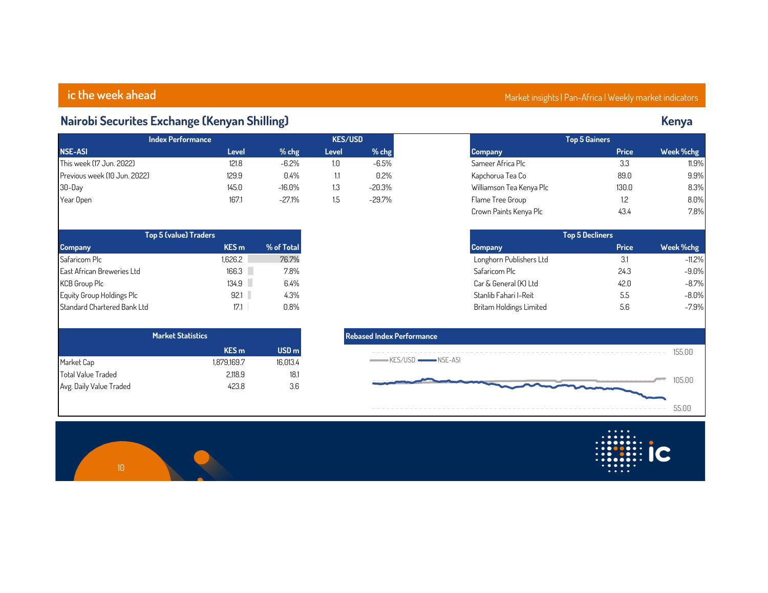## Nairobi Securites Exchange (Kenyan Shilling)

### Kenya

| Index Performance | | | KES/USD | |
|---|---|---|---|---|
| **NSE-ASI** | **Level** | **% chg** | **Level** | **% chg** |
| This week (17 Jun. 2022) | 121.8 | -6.2% | 1.0 | -6.5% |
| Previous week (10 Jun. 2022) | 129.9 | 0.4% | 1.1 | 0.2% |
| 30-Day | 145.0 | -16.0% | 1.3 | -20.3% |
| Year Open | 167.1 | -27.1% | 1.5 | -29.7% |

| Top 5 Gainers | | |
|---|---|---|
| **Company** | **Price** | **Week %chg** |
| Sameer Africa Plc | 3.3 | 11.9% |
| Kapchorua Tea Co | 89.0 | 9.9% |
| Williamson Tea Kenya Plc | 130.0 | 8.3% |
| Flame Tree Group | 1.2 | 8.0% |
| Crown Paints Kenya Plc | 43.4 | 7.8% |

| Top 5 (value) Traders | | |
|---|---|---|
| **Company** | **KES m** | **% of Total** |
| Safaricom Plc | 1,626.2 | 76.7% |
| East African Breweries Ltd | 166.3 | 7.8% |
| KCB Group Plc | 134.9 | 6.4% |
| Equity Group Holdings Plc | 92.1 | 4.3% |
| Standard Chartered Bank Ltd | 17.1 | 0.8% |

| Top 5 Decliners | | |
|---|---|---|
| **Company** | **Price** | **Week %chg** |
| Longhorn Publishers Ltd | 3.1 | -11.2% |
| Safaricom Plc | 24.3 | -9.0% |
| Car & General (K) Ltd | 42.0 | -8.7% |
| Stanlib Fahari I-Reit | 5.5 | -8.0% |
| Britam Holdings Limited | 5.6 | -7.9% |

| Market Statistics | | |
|---|---|---|
| | **KES m** | **USD m** |
| Market Cap | 1,879,169.7 | 16,013.4 |
| Total Value Traded | 2,118.9 | 18.1 |
| Avg. Daily Value Traded | 423.8 | 3.6 |

**Rebased Index Performance**

KES/USD — NSE-ASI

155.00
105.00
55.00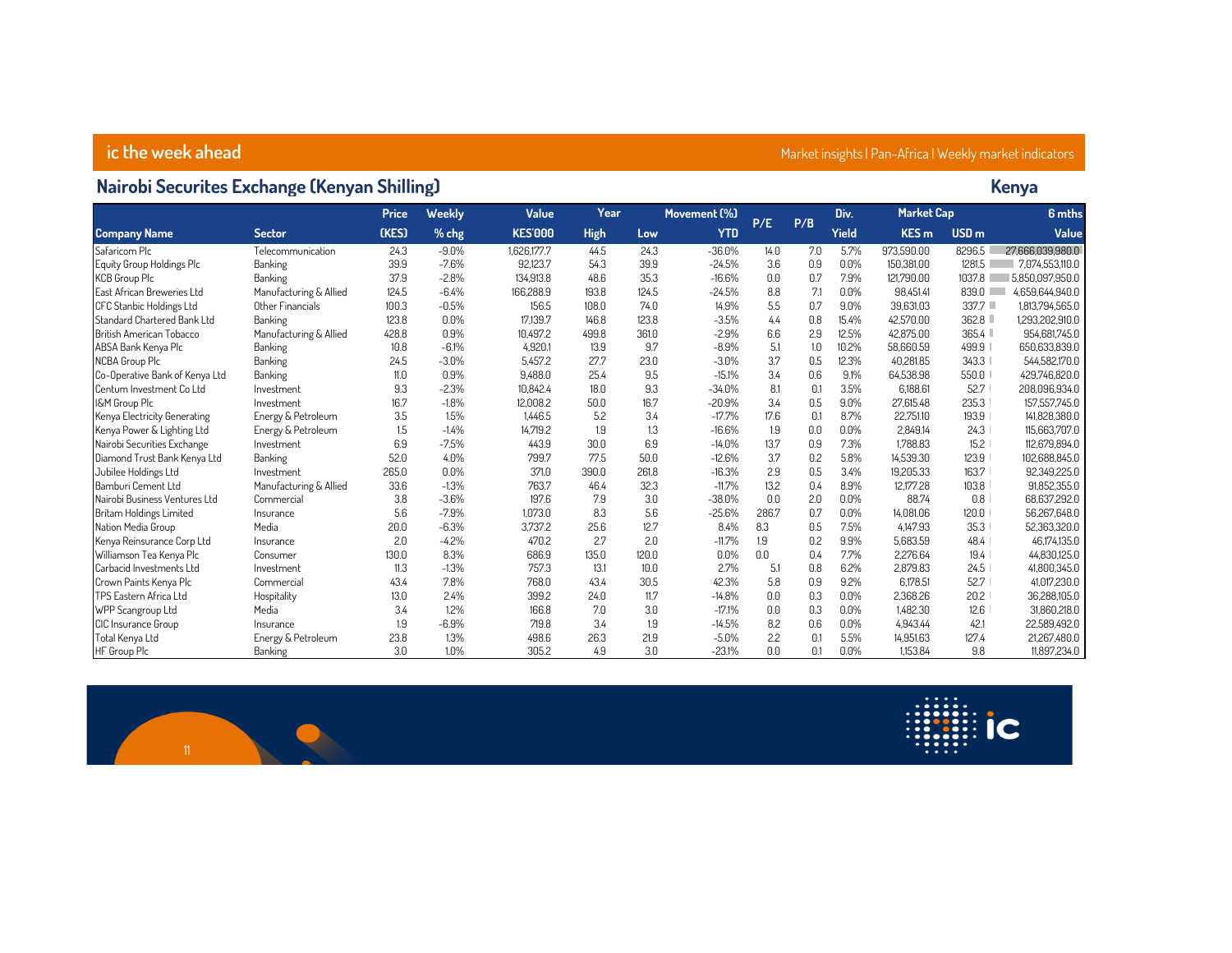## ic the week ahead

Market insights | Pan-Africa | Weekly market indicators

### Nairobi Securites Exchange (Kenyan Shilling)

**Kenya**

| Company Name | Sector | Price (KES) | Weekly % chg | Value KES'000 | Year High | Year Low | Movement (%) YTD | P/E | P/B | Div. Yield | Market Cap KES m | Market Cap USD m | 6 mths Value |
|---|---|---|---|---|---|---|---|---|---|---|---|---|---|
| Safaricom Plc | Telecommunication | 24.3 | -9.0% | 1,626,177.7 | 44.5 | 24.3 | -36.0% | 14.0 | 7.0 | 5.7% | 973,590.00 | 8296.5 | 27,666,039,980.0 |
| Equity Group Holdings Plc | Banking | 39.9 | -7.6% | 92,123.7 | 54.3 | 39.9 | -24.5% | 3.6 | 0.9 | 0.0% | 150,381.00 | 1281.5 | 7,074,553,110.0 |
| KCB Group Plc | Banking | 37.9 | -2.8% | 134,913.8 | 48.6 | 35.3 | -16.6% | 0.0 | 0.7 | 7.9% | 121,790.00 | 1037.8 | 5,850,097,950.0 |
| East African Breweries Ltd | Manufacturing & Allied | 124.5 | -6.4% | 166,288.9 | 193.8 | 124.5 | -24.5% | 8.8 | 7.1 | 0.0% | 98,451.41 | 839.0 | 4,659,644,940.0 |
| CFC Stanbic Holdings Ltd | Other Financials | 100.3 | -0.5% | 156.5 | 108.0 | 74.0 | 14.9% | 5.5 | 0.7 | 9.0% | 39,631.03 | 337.7 | 1,813,794,565.0 |
| Standard Chartered Bank Ltd | Banking | 123.8 | 0.0% | 17,139.7 | 146.8 | 123.8 | -3.5% | 4.4 | 0.8 | 15.4% | 42,570.00 | 362.8 | 1,293,202,910.0 |
| British American Tobacco | Manufacturing & Allied | 428.8 | 0.9% | 10,497.2 | 499.8 | 361.0 | -2.9% | 6.6 | 2.9 | 12.5% | 42,875.00 | 365.4 | 954,681,745.0 |
| ABSA Bank Kenya Plc | Banking | 10.8 | -6.1% | 4,920.1 | 13.9 | 9.7 | -8.9% | 5.1 | 1.0 | 10.2% | 58,660.59 | 499.9 | 650,633,839.0 |
| NCBA Group Plc | Banking | 24.5 | -3.0% | 5,457.2 | 27.7 | 23.0 | -3.0% | 3.7 | 0.5 | 12.3% | 40,281.85 | 343.3 | 544,582,170.0 |
| Co-Operative Bank of Kenya Ltd | Banking | 11.0 | 0.9% | 9,488.0 | 25.4 | 9.5 | -15.1% | 3.4 | 0.6 | 9.1% | 64,538.98 | 550.0 | 429,746,820.0 |
| Centum Investment Co Ltd | Investment | 9.3 | -2.3% | 10,842.4 | 18.0 | 9.3 | -34.0% | 8.1 | 0.1 | 3.5% | 6,188.61 | 52.7 | 208,096,934.0 |
| I&M Group Plc | Investment | 16.7 | -1.8% | 12,008.2 | 50.0 | 16.7 | -20.9% | 3.4 | 0.5 | 9.0% | 27,615.48 | 235.3 | 157,557,745.0 |
| Kenya Electricity Generating | Energy & Petroleum | 3.5 | 1.5% | 1,446.5 | 5.2 | 3.4 | -17.7% | 17.6 | 0.1 | 8.7% | 22,751.10 | 193.9 | 141,828,380.0 |
| Kenya Power & Lighting Ltd | Energy & Petroleum | 1.5 | -1.4% | 14,719.2 | 1.9 | 1.3 | -16.6% | 1.9 | 0.0 | 0.0% | 2,849.14 | 24.3 | 115,663,707.0 |
| Nairobi Securities Exchange | Investment | 6.9 | -7.5% | 443.9 | 30.0 | 6.9 | -14.0% | 13.7 | 0.9 | 7.3% | 1,788.83 | 15.2 | 112,679,894.0 |
| Diamond Trust Bank Kenya Ltd | Banking | 52.0 | 4.0% | 799.7 | 77.5 | 50.0 | -12.6% | 3.7 | 0.2 | 5.8% | 14,539.30 | 123.9 | 102,688,845.0 |
| Jubilee Holdings Ltd | Investment | 265.0 | 0.0% | 371.0 | 390.0 | 261.8 | -16.3% | 2.9 | 0.5 | 3.4% | 19,205.33 | 163.7 | 92,349,225.0 |
| Bamburi Cement Ltd | Manufacturing & Allied | 33.6 | -1.3% | 763.7 | 46.4 | 32.3 | -11.7% | 13.2 | 0.4 | 8.9% | 12,177.28 | 103.8 | 91,852,355.0 |
| Nairobi Business Ventures Ltd | Commercial | 3.8 | -3.6% | 197.6 | 7.9 | 3.0 | -38.0% | 0.0 | 2.0 | 0.0% | 88.74 | 0.8 | 68,637,292.0 |
| Britam Holdings Limited | Insurance | 5.6 | -7.9% | 1,073.0 | 8.3 | 5.6 | -25.6% | 286.7 | 0.7 | 0.0% | 14,081.06 | 120.0 | 56,267,648.0 |
| Nation Media Group | Media | 20.0 | -6.3% | 3,737.2 | 25.6 | 12.7 | 8.4% | 8.3 | 0.5 | 7.5% | 4,147.93 | 35.3 | 52,363,320.0 |
| Kenya Reinsurance Corp Ltd | Insurance | 2.0 | -4.2% | 470.2 | 2.7 | 2.0 | -11.7% | 1.9 | 0.2 | 9.9% | 5,683.59 | 48.4 | 46,174,135.0 |
| Williamson Tea Kenya Plc | Consumer | 130.0 | 8.3% | 686.9 | 135.0 | 120.0 | 0.0% | 0.0 | 0.4 | 7.7% | 2,276.64 | 19.4 | 44,830,125.0 |
| Carbacid Investments Ltd | Investment | 11.3 | -1.3% | 757.3 | 13.1 | 10.0 | 2.7% | 5.1 | 0.8 | 6.2% | 2,879.83 | 24.5 | 41,800,345.0 |
| Crown Paints Kenya Plc | Commercial | 43.4 | 7.8% | 768.0 | 43.4 | 30.5 | 42.3% | 5.8 | 0.9 | 9.2% | 6,178.51 | 52.7 | 41,017,230.0 |
| TPS Eastern Africa Ltd | Hospitality | 13.0 | 2.4% | 399.2 | 24.0 | 11.7 | -14.8% | 0.0 | 0.3 | 0.0% | 2,368.26 | 20.2 | 36,288,105.0 |
| WPP Scangroup Ltd | Media | 3.4 | 1.2% | 166.8 | 7.0 | 3.0 | -17.1% | 0.0 | 0.3 | 0.0% | 1,482.30 | 12.6 | 31,860,218.0 |
| CIC Insurance Group | Insurance | 1.9 | -6.9% | 719.8 | 3.4 | 1.9 | -14.5% | 8.2 | 0.6 | 0.0% | 4,943.44 | 42.1 | 22,589,492.0 |
| Total Kenya Ltd | Energy & Petroleum | 23.8 | 1.3% | 498.6 | 26.3 | 21.9 | -5.0% | 2.2 | 0.1 | 5.5% | 14,951.63 | 127.4 | 21,267,480.0 |
| HF Group Plc | Banking | 3.0 | 1.0% | 305.2 | 4.9 | 3.0 | -23.1% | 0.0 | 0.1 | 0.0% | 1,153.84 | 9.8 | 11,897,234.0 |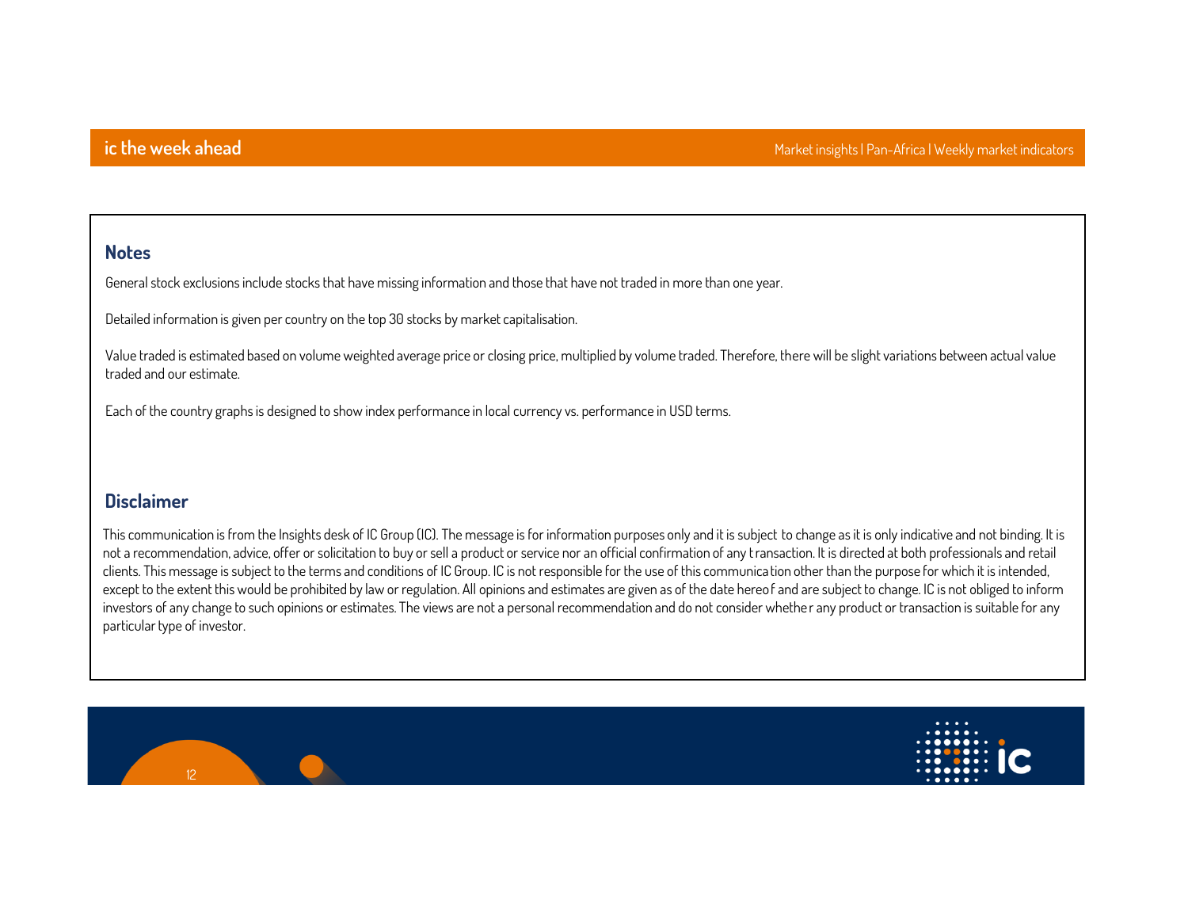## Notes

General stock exclusions include stocks that have missing information and those that have not traded in more than one year.

Detailed information is given per country on the top 30 stocks by market capitalisation.

Value traded is estimated based on volume weighted average price or closing price, multiplied by volume traded. Therefore, there will be slight variations between actual value traded and our estimate.

Each of the country graphs is designed to show index performance in local currency vs. performance in USD terms.

## Disclaimer

This communication is from the Insights desk of IC Group (IC). The message is for information purposes only and it is subject to change as it is only indicative and not binding. It is not a recommendation, advice, offer or solicitation to buy or sell a product or service nor an official confirmation of any transaction. It is directed at both professionals and retail clients. This message is subject to the terms and conditions of IC Group. IC is not responsible for the use of this communication other than the purpose for which it is intended, except to the extent this would be prohibited by law or regulation. All opinions and estimates are given as of the date hereof and are subject to change. IC is not obliged to inform investors of any change to such opinions or estimates. The views are not a personal recommendation and do not consider whether any product or transaction is suitable for any particular type of investor.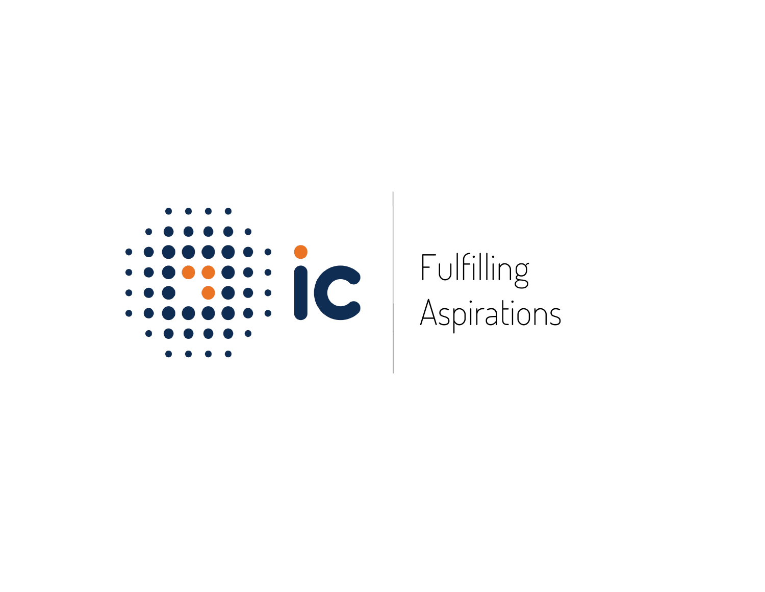ic

Fulfilling
Aspirations